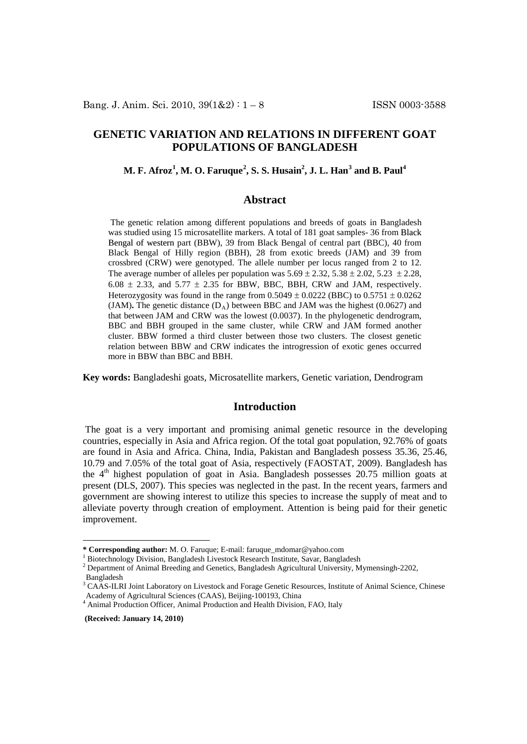# GENETIC VARIATION AND RELATIONS IN DIFFERENT GOAT POPULATIONS OF BANGLADESH

**M. F. Afroz[1], M. O. Faruque[2], S. S. Husain[2], J. L. Han[3] and B. Paul[4]**

## Abstract

The genetic relation among different populations and breeds of goats in Bangladesh was studied using 15 microsatellite markers. A total of 181 goat samples- 36 from Black Bengal of western part (BBW), 39 from Black Bengal of central part (BBC), 40 from Black Bengal of Hilly region (BBH), 28 from exotic breeds (JAM) and 39 from crossbred (CRW) were genotyped. The allele number per locus ranged from 2 to 12. The average number of alleles per population was $5.69 \pm 2.32$, $5.38 \pm 2.02$, $5.23 \pm 2.28$, $6.08 \pm 2.33$, and $5.77 \pm 2.35$ for BBW, BBC, BBH, CRW and JAM, respectively. Heterozygosity was found in the range from $0.5049 \pm 0.0222$ (BBC) to $0.5751 \pm 0.0262$ (JAM)**.** The genetic distance ($D_A$) between BBC and JAM was the highest (0.0627) and that between JAM and CRW was the lowest (0.0037). In the phylogenetic dendrogram, BBC and BBH grouped in the same cluster, while CRW and JAM formed another cluster. BBW formed a third cluster between those two clusters. The closest genetic relation between BBW and CRW indicates the introgression of exotic genes occurred more in BBW than BBC and BBH.

**Key words:** Bangladeshi goats, Microsatellite markers, Genetic variation, Dendrogram

## Introduction

The goat is a very important and promising animal genetic resource in the developing countries, especially in Asia and Africa region. Of the total goat population, 92.76% of goats are found in Asia and Africa. China, India, Pakistan and Bangladesh possess 35.36, 25.46, 10.79 and 7.05% of the total goat of Asia, respectively (FAOSTAT, 2009). Bangladesh has the 4th highest population of goat in Asia. Bangladesh possesses 20.75 million goats at present (DLS, 2007). This species was neglected in the past. In the recent years, farmers and government are showing interest to utilize this species to increase the supply of meat and to alleviate poverty through creation of employment. Attention is being paid for their genetic improvement.

---

**\* Corresponding author:** M. O. Faruque; E-mail: faruque_mdomar@yahoo.com

[1] Biotechnology Division, Bangladesh Livestock Research Institute, Savar, Bangladesh

[2] Department of Animal Breeding and Genetics, Bangladesh Agricultural University, Mymensingh-2202, Bangladesh

[3] CAAS-ILRI Joint Laboratory on Livestock and Forage Genetic Resources, Institute of Animal Science, Chinese Academy of Agricultural Sciences (CAAS), Beijing-100193, China

[4] Animal Production Officer, Animal Production and Health Division, FAO, Italy

**(Received: January 14, 2010)**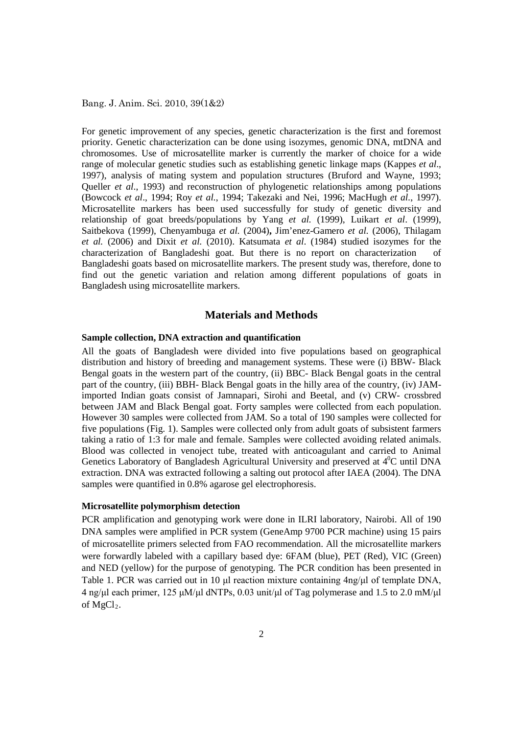For genetic improvement of any species, genetic characterization is the first and foremost priority. Genetic characterization can be done using isozymes, genomic DNA, mtDNA and chromosomes. Use of microsatellite marker is currently the marker of choice for a wide range of molecular genetic studies such as establishing genetic linkage maps (Kappes *et al*., 1997), analysis of mating system and population structures (Bruford and Wayne, 1993; Queller *et al*., 1993) and reconstruction of phylogenetic relationships among populations (Bowcock *et al*., 1994; Roy *et al.*, 1994; Takezaki and Nei, 1996; MacHugh *et al.*, 1997). Microsatellite markers has been used successfully for study of genetic diversity and relationship of goat breeds/populations by Yang *et al.* (1999), Luikart *et al*. (1999), Saitbekova (1999), Chenyambuga *et al.* (2004)**,** Jim'enez-Gamero *et al.* (2006), Thilagam *et al.* (2006) and Dixit *et al.* (2010). Katsumata *et al*. (1984) studied isozymes for the characterization of Bangladeshi goat. But there is no report on characterization of Bangladeshi goats based on microsatellite markers. The present study was, therefore, done to find out the genetic variation and relation among different populations of goats in Bangladesh using microsatellite markers.

## Materials and Methods

### Sample collection, DNA extraction and quantification

All the goats of Bangladesh were divided into five populations based on geographical distribution and history of breeding and management systems. These were (i) BBW- Black Bengal goats in the western part of the country, (ii) BBC- Black Bengal goats in the central part of the country, (iii) BBH- Black Bengal goats in the hilly area of the country, (iv) JAM- imported Indian goats consist of Jamnapari, Sirohi and Beetal, and (v) CRW- crossbred between JAM and Black Bengal goat. Forty samples were collected from each population. However 30 samples were collected from JAM. So a total of 190 samples were collected for five populations (Fig. 1). Samples were collected only from adult goats of subsistent farmers taking a ratio of 1:3 for male and female. Samples were collected avoiding related animals. Blood was collected in venoject tube, treated with anticoagulant and carried to Animal Genetics Laboratory of Bangladesh Agricultural University and preserved at $4^0$C until DNA extraction. DNA was extracted following a salting out protocol after IAEA (2004). The DNA samples were quantified in 0.8% agarose gel electrophoresis.

### Microsatellite polymorphism detection

PCR amplification and genotyping work were done in ILRI laboratory, Nairobi. All of 190 DNA samples were amplified in PCR system (GeneAmp 9700 PCR machine) using 15 pairs of microsatellite primers selected from FAO recommendation. All the microsatellite markers were forwardly labeled with a capillary based dye: 6FAM (blue), PET (Red), VIC (Green) and NED (yellow) for the purpose of genotyping. The PCR condition has been presented in Table 1. PCR was carried out in 10 µl reaction mixture containing 4ng/µl of template DNA, 4 ng/µl each primer, 125 µM/µl dNTPs, 0.03 unit/µl of Tag polymerase and 1.5 to 2.0 mM/µl of $MgCl_2$.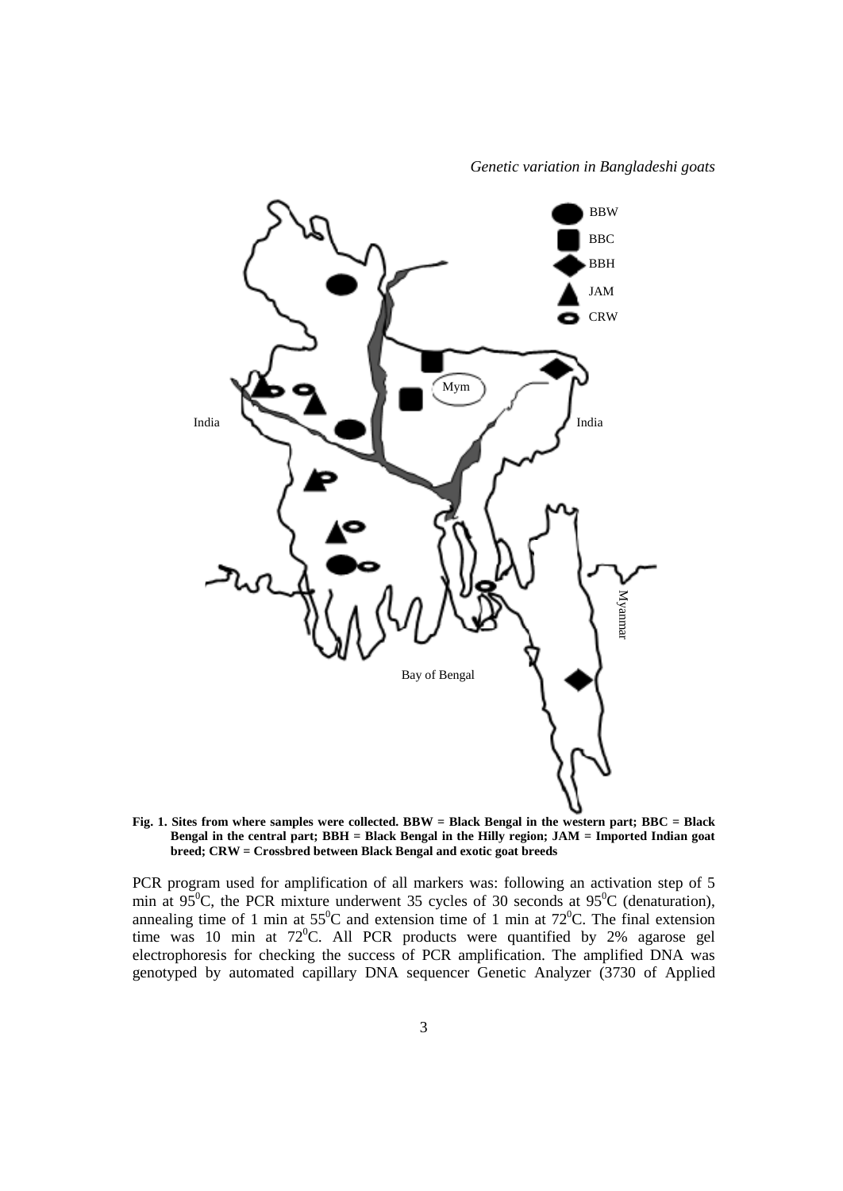**Fig. 1. Sites from where samples were collected. BBW = Black Bengal in the western part; BBC = Black Bengal in the central part; BBH = Black Bengal in the Hilly region; JAM = Imported Indian goat breed; CRW = Crossbred between Black Bengal and exotic goat breeds**

PCR program used for amplification of all markers was: following an activation step of 5 min at $95^0$C, the PCR mixture underwent 35 cycles of 30 seconds at $95^0$C (denaturation), annealing time of 1 min at $55^0$C and extension time of 1 min at $72^0$C. The final extension time was 10 min at $72^0$C. All PCR products were quantified by 2% agarose gel electrophoresis for checking the success of PCR amplification. The amplified DNA was genotyped by automated capillary DNA sequencer Genetic Analyzer (3730 of Applied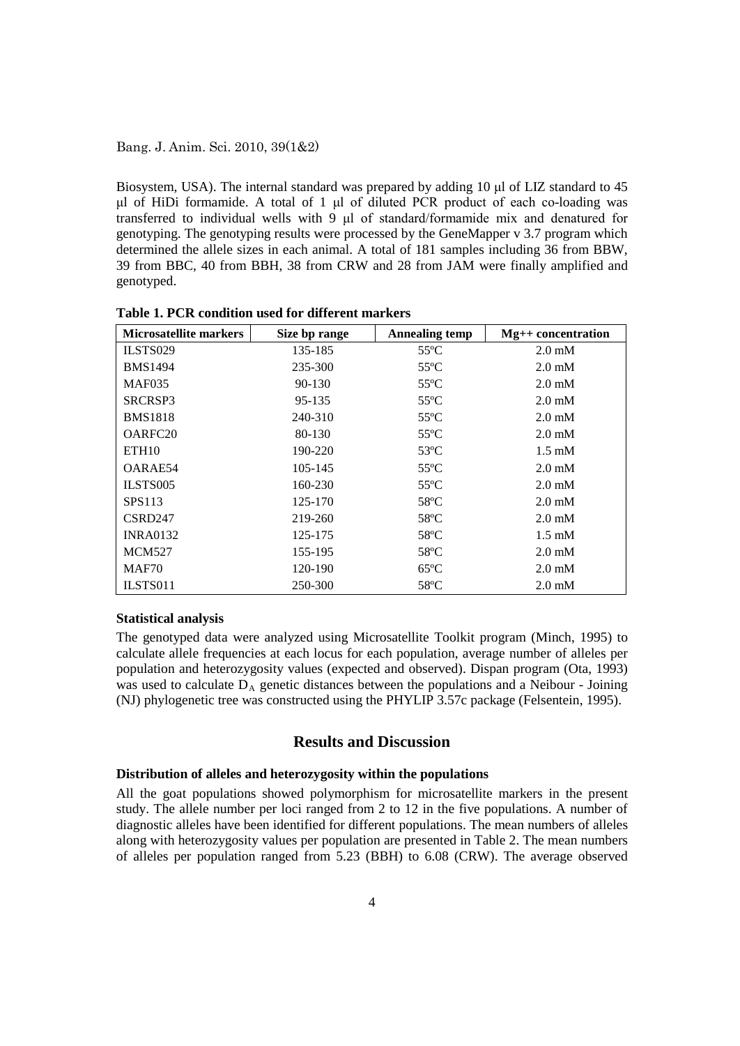Biosystem, USA). The internal standard was prepared by adding 10 μl of LIZ standard to 45 μl of HiDi formamide. A total of 1 μl of diluted PCR product of each co-loading was transferred to individual wells with 9 μl of standard/formamide mix and denatured for genotyping. The genotyping results were processed by the GeneMapper v 3.7 program which determined the allele sizes in each animal. A total of 181 samples including 36 from BBW, 39 from BBC, 40 from BBH, 38 from CRW and 28 from JAM were finally amplified and genotyped.

**Table 1. PCR condition used for different markers**

| Microsatellite markers | Size bp range | Annealing temp | Mg++ concentration |
|---|---|---|---|
| ILSTS029 | 135-185 | 55ºC | 2.0 mM |
| BMS1494 | 235-300 | 55ºC | 2.0 mM |
| MAF035 | 90-130 | 55ºC | 2.0 mM |
| SRCRSP3 | 95-135 | 55ºC | 2.0 mM |
| BMS1818 | 240-310 | 55ºC | 2.0 mM |
| OARFC20 | 80-130 | 55ºC | 2.0 mM |
| ETH10 | 190-220 | 53ºC | 1.5 mM |
| OARAE54 | 105-145 | 55ºC | 2.0 mM |
| ILSTS005 | 160-230 | 55ºC | 2.0 mM |
| SPS113 | 125-170 | 58ºC | 2.0 mM |
| CSRD247 | 219-260 | 58ºC | 2.0 mM |
| INRA0132 | 125-175 | 58ºC | 1.5 mM |
| MCM527 | 155-195 | 58ºC | 2.0 mM |
| MAF70 | 120-190 | 65ºC | 2.0 mM |
| ILSTS011 | 250-300 | 58ºC | 2.0 mM |

#### Statistical analysis

The genotyped data were analyzed using Microsatellite Toolkit program (Minch, 1995) to calculate allele frequencies at each locus for each population, average number of alleles per population and heterozygosity values (expected and observed). Dispan program (Ota, 1993) was used to calculate $D_A$ genetic distances between the populations and a Neibour - Joining (NJ) phylogenetic tree was constructed using the PHYLIP 3.57c package (Felsentein, 1995).

## Results and Discussion

#### Distribution of alleles and heterozygosity within the populations

All the goat populations showed polymorphism for microsatellite markers in the present study. The allele number per loci ranged from 2 to 12 in the five populations. A number of diagnostic alleles have been identified for different populations. The mean numbers of alleles along with heterozygosity values per population are presented in Table 2. The mean numbers of alleles per population ranged from 5.23 (BBH) to 6.08 (CRW). The average observed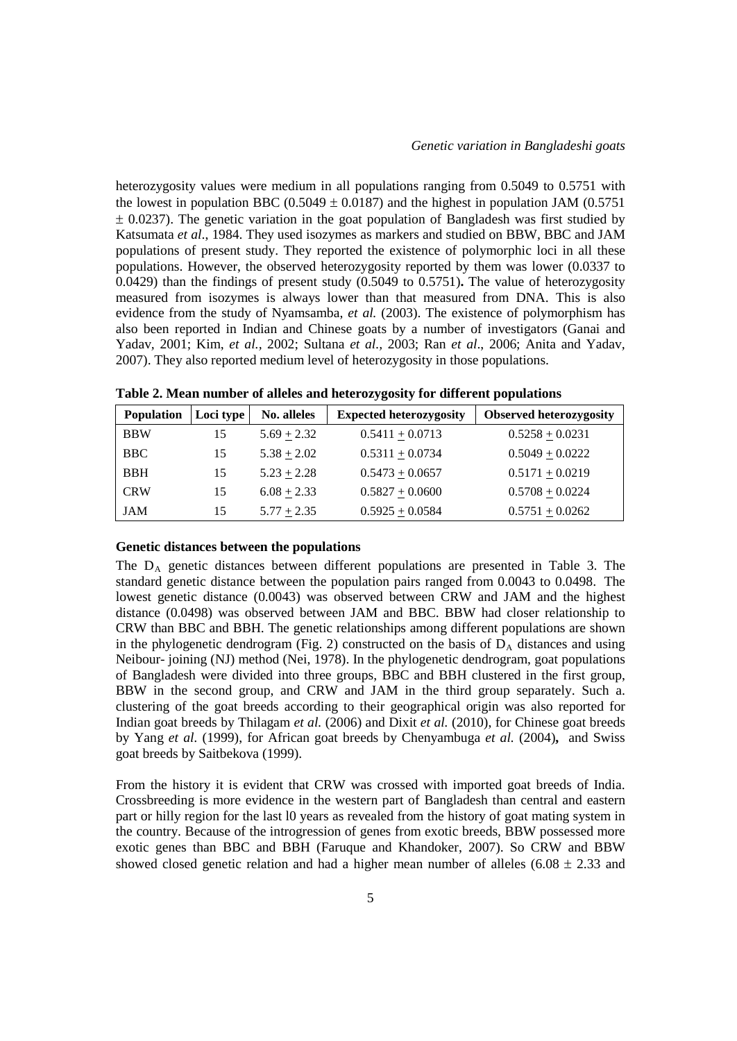heterozygosity values were medium in all populations ranging from 0.5049 to 0.5751 with the lowest in population BBC (0.5049 ± 0.0187) and the highest in population JAM (0.5751 ± 0.0237). The genetic variation in the goat population of Bangladesh was first studied by Katsumata *et al*., 1984. They used isozymes as markers and studied on BBW, BBC and JAM populations of present study. They reported the existence of polymorphic loci in all these populations. However, the observed heterozygosity reported by them was lower (0.0337 to 0.0429) than the findings of present study (0.5049 to 0.5751). The value of heterozygosity measured from isozymes is always lower than that measured from DNA. This is also evidence from the study of Nyamsamba, *et al.* (2003). The existence of polymorphism has also been reported in Indian and Chinese goats by a number of investigators (Ganai and Yadav, 2001; Kim, *et al.*, 2002; Sultana *et al.*, 2003; Ran *et al*., 2006; Anita and Yadav, 2007). They also reported medium level of heterozygosity in those populations.

**Table 2. Mean number of alleles and heterozygosity for different populations**

| Population | Loci type | No. alleles | Expected heterozygosity | Observed heterozygosity |
|---|---|---|---|---|
| BBW | 15 | 5.69 ± 2.32 | 0.5411 ± 0.0713 | 0.5258 ± 0.0231 |
| BBC | 15 | 5.38 ± 2.02 | 0.5311 ± 0.0734 | 0.5049 ± 0.0222 |
| BBH | 15 | 5.23 ± 2.28 | 0.5473 ± 0.0657 | 0.5171 ± 0.0219 |
| CRW | 15 | 6.08 ± 2.33 | 0.5827 ± 0.0600 | 0.5708 ± 0.0224 |
| JAM | 15 | 5.77 ± 2.35 | 0.5925 ± 0.0584 | 0.5751 ± 0.0262 |

**Genetic distances between the populations**

The $D_A$ genetic distances between different populations are presented in Table 3. The standard genetic distance between the population pairs ranged from 0.0043 to 0.0498. The lowest genetic distance (0.0043) was observed between CRW and JAM and the highest distance (0.0498) was observed between JAM and BBC. BBW had closer relationship to CRW than BBC and BBH. The genetic relationships among different populations are shown in the phylogenetic dendrogram (Fig. 2) constructed on the basis of $D_A$ distances and using Neibour- joining (NJ) method (Nei, 1978). In the phylogenetic dendrogram, goat populations of Bangladesh were divided into three groups, BBC and BBH clustered in the first group, BBW in the second group, and CRW and JAM in the third group separately. Such a. clustering of the goat breeds according to their geographical origin was also reported for Indian goat breeds by Thilagam *et al.* (2006) and Dixit *et al.* (2010), for Chinese goat breeds by Yang *et al.* (1999), for African goat breeds by Chenyambuga *et al.* (2004)**,** and Swiss goat breeds by Saitbekova (1999).

From the history it is evident that CRW was crossed with imported goat breeds of India. Crossbreeding is more evidence in the western part of Bangladesh than central and eastern part or hilly region for the last l0 years as revealed from the history of goat mating system in the country. Because of the introgression of genes from exotic breeds, BBW possessed more exotic genes than BBC and BBH (Faruque and Khandoker, 2007). So CRW and BBW showed closed genetic relation and had a higher mean number of alleles (6.08 ± 2.33 and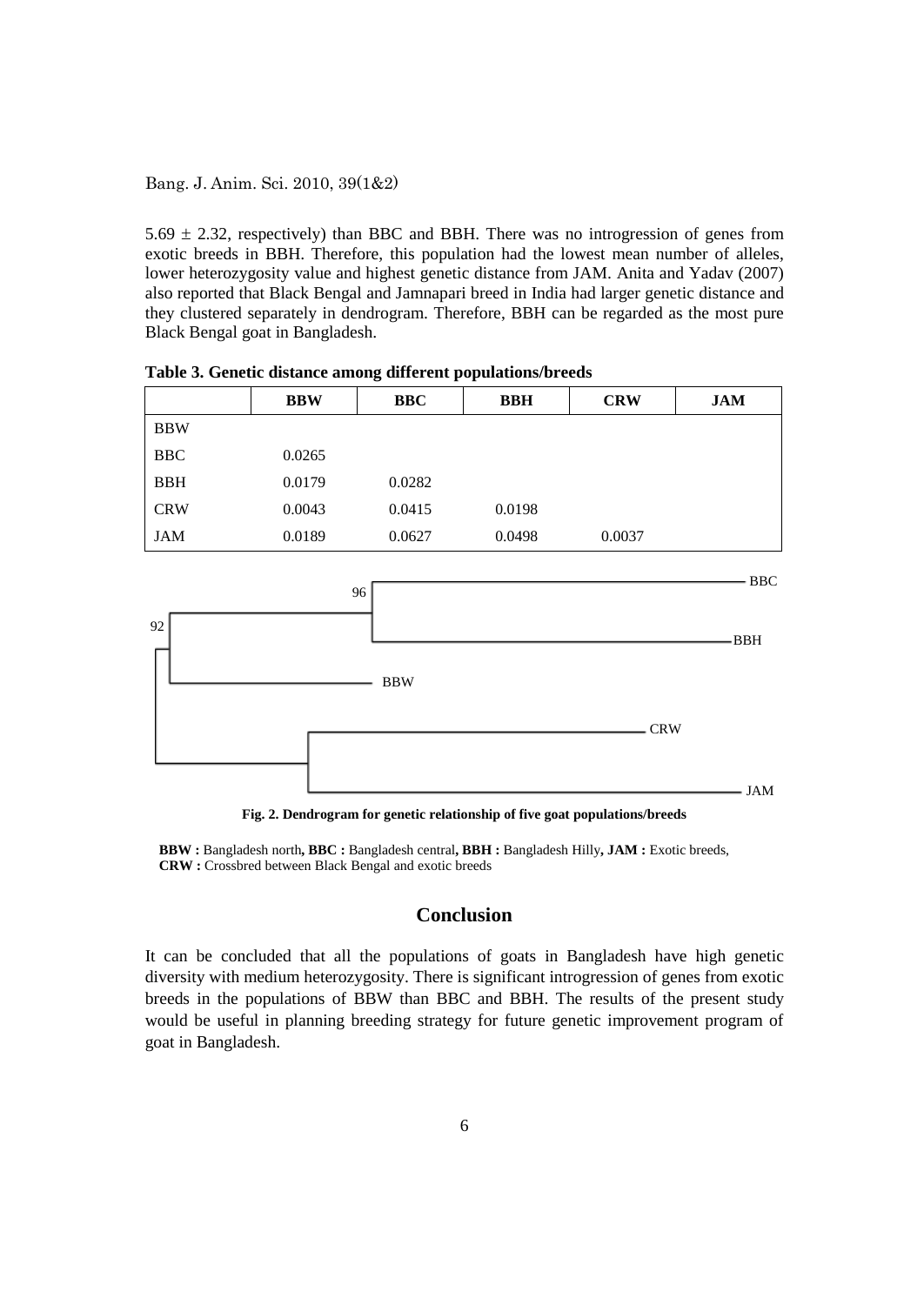5.69 ± 2.32, respectively) than BBC and BBH. There was no introgression of genes from exotic breeds in BBH. Therefore, this population had the lowest mean number of alleles, lower heterozygosity value and highest genetic distance from JAM. Anita and Yadav (2007) also reported that Black Bengal and Jamnapari breed in India had larger genetic distance and they clustered separately in dendrogram. Therefore, BBH can be regarded as the most pure Black Bengal goat in Bangladesh.

**Table 3. Genetic distance among different populations/breeds**

| | **BBW** | **BBC** | **BBH** | **CRW** | **JAM** |
|---|---|---|---|---|---|
| BBW | | | | | |
| BBC | 0.0265 | | | | |
| BBH | 0.0179 | 0.0282 | | | |
| CRW | 0.0043 | 0.0415 | 0.0198 | | |
| JAM | 0.0189 | 0.0627 | 0.0498 | 0.0037 | |

**Fig. 2. Dendrogram for genetic relationship of five goat populations/breeds**

**BBW :** Bangladesh north**, BBC :** Bangladesh central**, BBH :** Bangladesh Hilly**, JAM :** Exotic breeds, **CRW :** Crossbred between Black Bengal and exotic breeds

## Conclusion

It can be concluded that all the populations of goats in Bangladesh have high genetic diversity with medium heterozygosity. There is significant introgression of genes from exotic breeds in the populations of BBW than BBC and BBH. The results of the present study would be useful in planning breeding strategy for future genetic improvement program of goat in Bangladesh.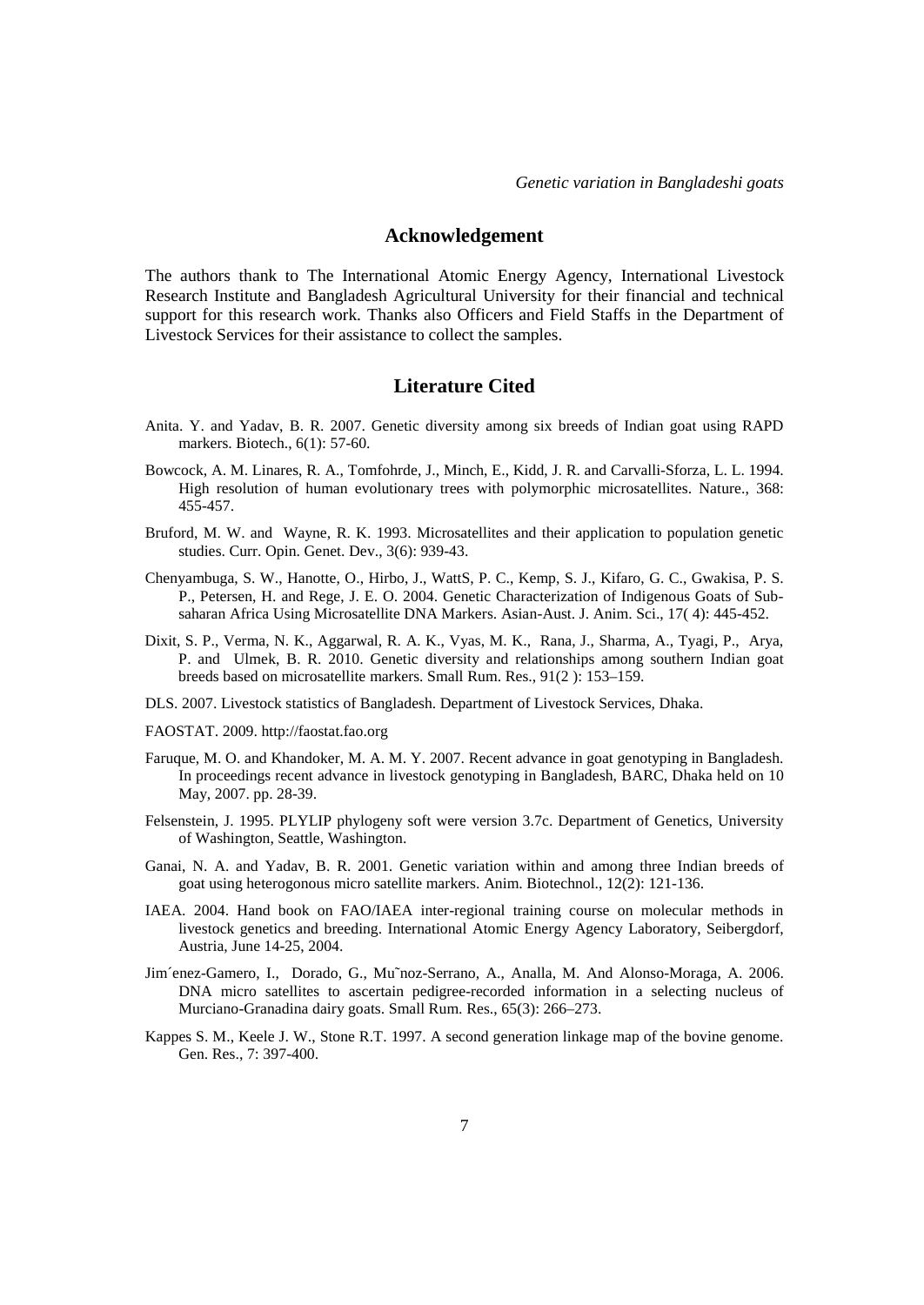## Acknowledgement

The authors thank to The International Atomic Energy Agency, International Livestock Research Institute and Bangladesh Agricultural University for their financial and technical support for this research work. Thanks also Officers and Field Staffs in the Department of Livestock Services for their assistance to collect the samples.

## Literature Cited

Anita. Y. and Yadav, B. R. 2007. Genetic diversity among six breeds of Indian goat using RAPD markers. Biotech., 6(1): 57-60.

Bowcock, A. M. Linares, R. A., Tomfohrde, J., Minch, E., Kidd, J. R. and Carvalli-Sforza, L. L. 1994. High resolution of human evolutionary trees with polymorphic microsatellites. Nature., 368: 455-457.

Bruford, M. W. and Wayne, R. K. 1993. Microsatellites and their application to population genetic studies. Curr. Opin. Genet. Dev., 3(6): 939-43.

Chenyambuga, S. W., Hanotte, O., Hirbo, J., WattS, P. C., Kemp, S. J., Kifaro, G. C., Gwakisa, P. S. P., Petersen, H. and Rege, J. E. O. 2004. Genetic Characterization of Indigenous Goats of Sub-saharan Africa Using Microsatellite DNA Markers. Asian-Aust. J. Anim. Sci., 17( 4): 445-452.

Dixit, S. P., Verma, N. K., Aggarwal, R. A. K., Vyas, M. K., Rana, J., Sharma, A., Tyagi, P., Arya, P. and Ulmek, B. R. 2010. Genetic diversity and relationships among southern Indian goat breeds based on microsatellite markers. Small Rum. Res., 91(2 ): 153–159.

DLS. 2007. Livestock statistics of Bangladesh. Department of Livestock Services, Dhaka.

FAOSTAT. 2009. http://faostat.fao.org

Faruque, M. O. and Khandoker, M. A. M. Y. 2007. Recent advance in goat genotyping in Bangladesh. In proceedings recent advance in livestock genotyping in Bangladesh, BARC, Dhaka held on 10 May, 2007. pp. 28-39.

Felsenstein, J. 1995. PLYLIP phylogeny soft were version 3.7c. Department of Genetics, University of Washington, Seattle, Washington.

Ganai, N. A. and Yadav, B. R. 2001. Genetic variation within and among three Indian breeds of goat using heterogonous micro satellite markers. Anim. Biotechnol., 12(2): 121-136.

IAEA. 2004. Hand book on FAO/IAEA inter-regional training course on molecular methods in livestock genetics and breeding. International Atomic Energy Agency Laboratory, Seibergdorf, Austria, June 14-25, 2004.

Jim´enez-Gamero, I., Dorado, G., Mu˜noz-Serrano, A., Analla, M. And Alonso-Moraga, A. 2006. DNA micro satellites to ascertain pedigree-recorded information in a selecting nucleus of Murciano-Granadina dairy goats. Small Rum. Res., 65(3): 266–273.

Kappes S. M., Keele J. W., Stone R.T. 1997. A second generation linkage map of the bovine genome. Gen. Res., 7: 397-400.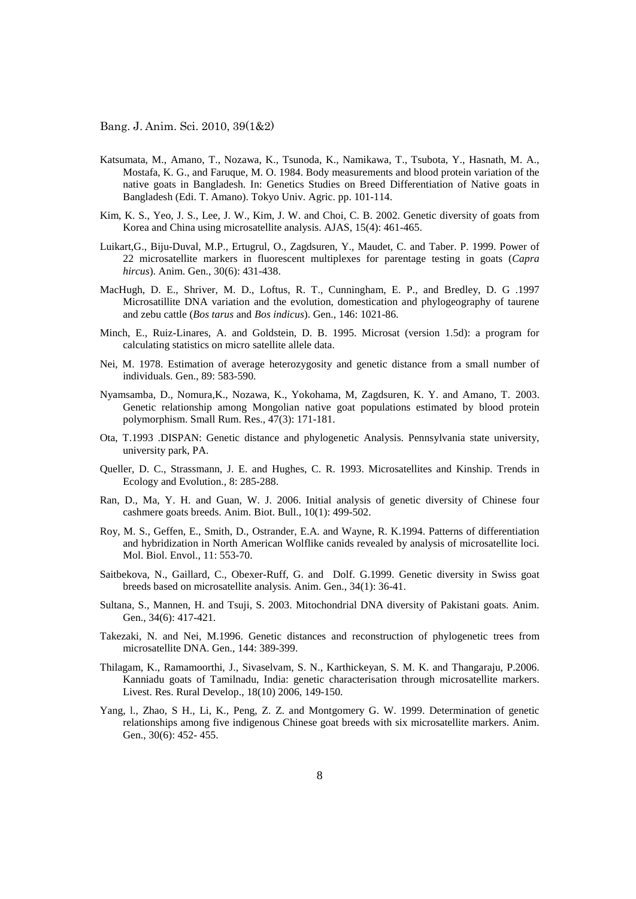Katsumata, M., Amano, T., Nozawa, K., Tsunoda, K., Namikawa, T., Tsubota, Y., Hasnath, M. A., Mostafa, K. G., and Faruque, M. O. 1984. Body measurements and blood protein variation of the native goats in Bangladesh. In: Genetics Studies on Breed Differentiation of Native goats in Bangladesh (Edi. T. Amano). Tokyo Univ. Agric. pp. 101-114.

Kim, K. S., Yeo, J. S., Lee, J. W., Kim, J. W. and Choi, C. B. 2002. Genetic diversity of goats from Korea and China using microsatellite analysis. AJAS, 15(4): 461-465.

Luikart,G., Biju-Duval, M.P., Ertugrul, O., Zagdsuren, Y., Maudet, C. and Taber. P. 1999. Power of 22 microsatellite markers in fluorescent multiplexes for parentage testing in goats (*Capra hircus*). Anim. Gen., 30(6): 431-438.

MacHugh, D. E., Shriver, M. D., Loftus, R. T., Cunningham, E. P., and Bredley, D. G .1997 Microsatillite DNA variation and the evolution, domestication and phylogeography of taurene and zebu cattle (*Bos tarus* and *Bos indicus*). Gen., 146: 1021-86.

Minch, E., Ruiz-Linares, A. and Goldstein, D. B. 1995. Microsat (version 1.5d): a program for calculating statistics on micro satellite allele data.

Nei, M. 1978. Estimation of average heterozygosity and genetic distance from a small number of individuals. Gen., 89: 583-590.

Nyamsamba, D., Nomura,K., Nozawa, K., Yokohama, M, Zagdsuren, K. Y. and Amano, T. 2003. Genetic relationship among Mongolian native goat populations estimated by blood protein polymorphism. Small Rum. Res., 47(3): 171-181.

Ota, T.1993 .DISPAN: Genetic distance and phylogenetic Analysis. Pennsylvania state university, university park, PA.

Queller, D. C., Strassmann, J. E. and Hughes, C. R. 1993. Microsatellites and Kinship. Trends in Ecology and Evolution., 8: 285-288.

Ran, D., Ma, Y. H. and Guan, W. J. 2006. Initial analysis of genetic diversity of Chinese four cashmere goats breeds. Anim. Biot. Bull., 10(1): 499-502.

Roy, M. S., Geffen, E., Smith, D., Ostrander, E.A. and Wayne, R. K.1994. Patterns of differentiation and hybridization in North American Wolflike canids revealed by analysis of microsatellite loci. Mol. Biol. Envol., 11: 553-70.

Saitbekova, N., Gaillard, C., Obexer-Ruff, G. and Dolf. G.1999. Genetic diversity in Swiss goat breeds based on microsatellite analysis. Anim. Gen., 34(1): 36-41.

Sultana, S., Mannen, H. and Tsuji, S. 2003. Mitochondrial DNA diversity of Pakistani goats. Anim. Gen., 34(6): 417-421.

Takezaki, N. and Nei, M.1996. Genetic distances and reconstruction of phylogenetic trees from microsatellite DNA. Gen., 144: 389-399.

Thilagam, K., Ramamoorthi, J., Sivaselvam, S. N., Karthickeyan, S. M. K. and Thangaraju, P.2006. Kanniadu goats of Tamilnadu, India: genetic characterisation through microsatellite markers. Livest. Res. Rural Develop., 18(10) 2006, 149-150.

Yang, l., Zhao, S H., Li, K., Peng, Z. Z. and Montgomery G. W. 1999. Determination of genetic relationships among five indigenous Chinese goat breeds with six microsatellite markers. Anim. Gen., 30(6): 452- 455.